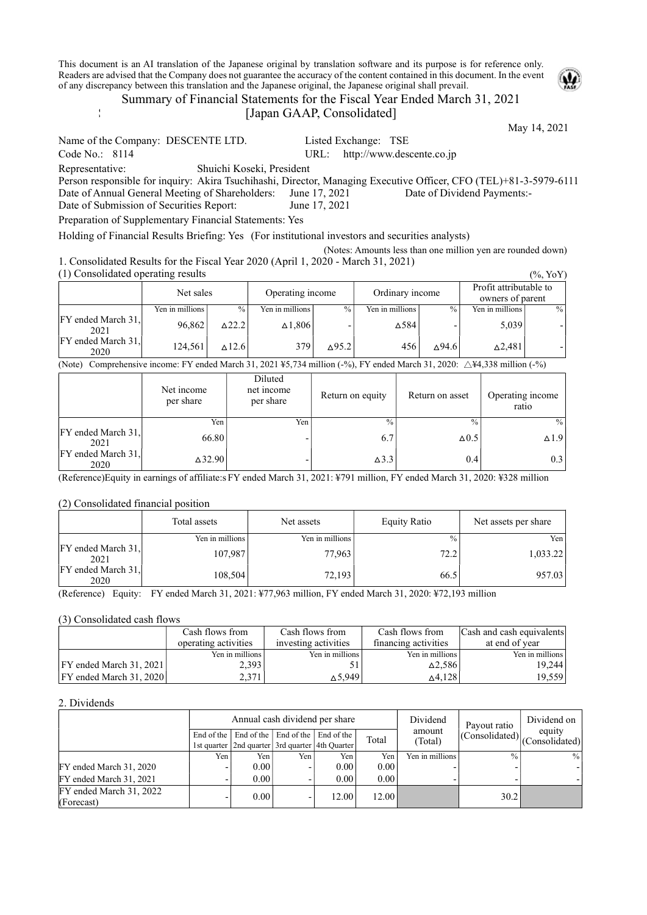This document is an AI translation of the Japanese original by translation software and its purpose is for reference only. Readers are advised that the Company does not guarantee the accuracy of the content contained in this document. In the event of any discrepancy between this translation and the Japanese original, the Japanese original shall prevail.

# Summary of Financial Statements for the Fiscal Year Ended March 31, 2021 [Japan GAAP, Consolidated]

May 14, 2021

Name of the Company: DESCENTE LTD. Listed Exchange: TSE
Code No.: 8114 URL: http://www.descente.co.jp
Representative: Shuichi Koseki, President
Person responsible for inquiry: Akira Tsuchihashi, Director, Managing Executive Officer, CFO (TEL)+81-3-5979-6111
Date of Annual General Meeting of Shareholders: June 17, 2021 Date of Dividend Payments:-
Date of Submission of Securities Report: June 17, 2021
Preparation of Supplementary Financial Statements: Yes
Holding of Financial Results Briefing: Yes (For institutional investors and securities analysts)

(Notes: Amounts less than one million yen are rounded down)

## 1. Consolidated Results for the Fiscal Year 2020 (April 1, 2020 - March 31, 2021)

### (1) Consolidated operating results

(%, YoY)

| | Net sales | | Operating income | | Ordinary income | | Profit attributable to owners of parent | |
|---|---|---|---|---|---|---|---|---|
| | Yen in millions | % | Yen in millions | % | Yen in millions | % | Yen in millions | % |
| FY ended March 31, 2021 | 96,862 | △22.2 | △1,806 | - | △584 | - | 5,039 | - |
| FY ended March 31, 2020 | 124,561 | △12.6 | 379 | △95.2 | 456 | △94.6 | △2,481 | - |

(Note) Comprehensive income: FY ended March 31, 2021 ¥5,734 million (-%), FY ended March 31, 2020: △¥4,338 million (-%)

| | Net income per share | Diluted net income per share | Return on equity | Return on asset | Operating income ratio |
|---|---|---|---|---|---|
| | Yen | Yen | % | % | % |
| FY ended March 31, 2021 | 66.80 | - | 6.7 | △0.5 | △1.9 |
| FY ended March 31, 2020 | △32.90 | - | △3.3 | 0.4 | 0.3 |

(Reference)Equity in earnings of affiliate:s FY ended March 31, 2021: ¥791 million, FY ended March 31, 2020: ¥328 million

### (2) Consolidated financial position

| | Total assets | Net assets | Equity Ratio | Net assets per share |
|---|---|---|---|---|
| | Yen in millions | Yen in millions | % | Yen |
| FY ended March 31, 2021 | 107,987 | 77,963 | 72.2 | 1,033.22 |
| FY ended March 31, 2020 | 108,504 | 72,193 | 66.5 | 957.03 |

(Reference) Equity: FY ended March 31, 2021: ¥77,963 million, FY ended March 31, 2020: ¥72,193 million

### (3) Consolidated cash flows

| | Cash flows from operating activities | Cash flows from investing activities | Cash flows from financing activities | Cash and cash equivalents at end of year |
|---|---|---|---|---|
| | Yen in millions | Yen in millions | Yen in millions | Yen in millions |
| FY ended March 31, 2021 | 2,393 | 51 | △2,586 | 19,244 |
| FY ended March 31, 2020 | 2,371 | △5,949 | △4,128 | 19,559 |

## 2. Dividends

| | Annual cash dividend per share | | | | | Dividend amount (Total) | Payout ratio (Consolidated) | Dividend on equity (Consolidated) |
|---|---|---|---|---|---|---|---|---|
| | End of the 1st quarter | End of the 2nd quarter | End of the 3rd quarter | End of the 4th Quarter | Total | | | |
| | Yen | Yen | Yen | Yen | Yen | Yen in millions | % | % |
| FY ended March 31, 2020 | - | 0.00 | - | 0.00 | 0.00 | - | - | - |
| FY ended March 31, 2021 | - | 0.00 | - | 0.00 | 0.00 | - | - | - |
| FY ended March 31, 2022 (Forecast) | - | 0.00 | - | 12.00 | 12.00 | | 30.2 | |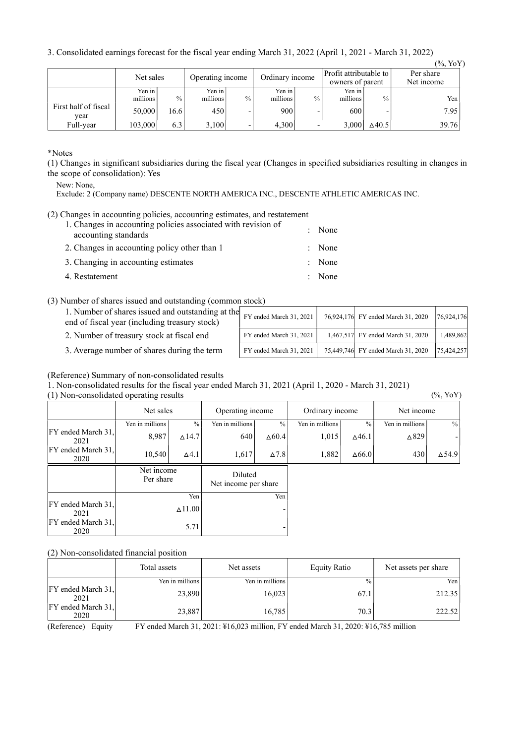3. Consolidated earnings forecast for the fiscal year ending March 31, 2022 (April 1, 2021 - March 31, 2022)

(%, YoY)

| | Net sales | | Operating income | | Ordinary income | | Profit attributable to owners of parent | | Per share Net income |
|---|---|---|---|---|---|---|---|---|---|
| | Yen in millions | % | Yen in millions | % | Yen in millions | % | Yen in millions | % | Yen |
| First half of fiscal year | 50,000 | 16.6 | 450 | - | 900 | - | 600 | - | 7.95 |
| Full-year | 103,000 | 6.3 | 3,100 | - | 4,300 | - | 3,000 | △40.5 | 39.76 |

*Notes

(1) Changes in significant subsidiaries during the fiscal year (Changes in specified subsidiaries resulting in changes in the scope of consolidation): Yes

New: None,
Exclude: 2 (Company name) DESCENTE NORTH AMERICA INC., DESCENTE ATHLETIC AMERICAS INC.

(2) Changes in accounting policies, accounting estimates, and restatement

1. Changes in accounting policies associated with revision of accounting standards : None
2. Changes in accounting policy other than 1 : None
3. Changing in accounting estimates : None
4. Restatement : None

(3) Number of shares issued and outstanding (common stock)

| | | | | |
|---|---|---|---|---|
| 1. Number of shares issued and outstanding at the end of fiscal year (including treasury stock) | FY ended March 31, 2021 | 76,924,176 | FY ended March 31, 2020 | 76,924,176 |
| 2. Number of treasury stock at fiscal end | FY ended March 31, 2021 | 1,467,517 | FY ended March 31, 2020 | 1,489,862 |
| 3. Average number of shares during the term | FY ended March 31, 2021 | 75,449,746 | FY ended March 31, 2020 | 75,424,257 |

(Reference) Summary of non-consolidated results

1. Non-consolidated results for the fiscal year ended March 31, 2021 (April 1, 2020 - March 31, 2021)

(1) Non-consolidated operating results

(%, YoY)

| | Net sales | | Operating income | | Ordinary income | | Net income | |
|---|---|---|---|---|---|---|---|---|
| | Yen in millions | % | Yen in millions | % | Yen in millions | % | Yen in millions | % |
| FY ended March 31, 2021 | 8,987 | △14.7 | 640 | △60.4 | 1,015 | △46.1 | △829 | - |
| FY ended March 31, 2020 | 10,540 | △4.1 | 1,617 | △7.8 | 1,882 | △66.0 | 430 | △54.9 |

| | Net income Per share | Diluted Net income per share |
|---|---|---|
| | Yen | Yen |
| FY ended March 31, 2021 | △11.00 | - |
| FY ended March 31, 2020 | 5.71 | - |

(2) Non-consolidated financial position

| | Total assets | Net assets | Equity Ratio | Net assets per share |
|---|---|---|---|---|
| | Yen in millions | Yen in millions | % | Yen |
| FY ended March 31, 2021 | 23,890 | 16,023 | 67.1 | 212.35 |
| FY ended March 31, 2020 | 23,887 | 16,785 | 70.3 | 222.52 |

(Reference) Equity FY ended March 31, 2021: ¥16,023 million, FY ended March 31, 2020: ¥16,785 million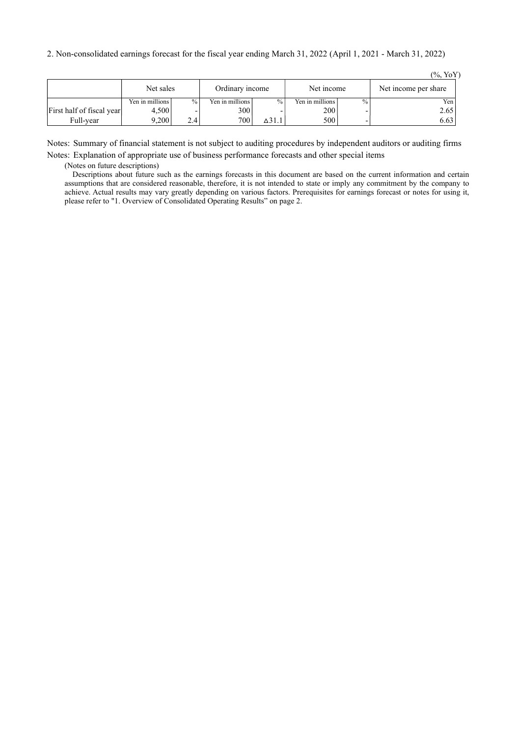2. Non-consolidated earnings forecast for the fiscal year ending March 31, 2022 (April 1, 2021 - March 31, 2022)

(%, YoY)

| | Net sales | | Ordinary income | | Net income | | Net income per share |
|---|---|---|---|---|---|---|---|
| | Yen in millions | % | Yen in millions | % | Yen in millions | % | Yen |
| First half of fiscal year | 4,500 | - | 300 | - | 200 | - | 2.65 |
| Full-year | 9,200 | 2.4 | 700 | △31.1 | 500 | - | 6.63 |

Notes: Summary of financial statement is not subject to auditing procedures by independent auditors or auditing firms

Notes: Explanation of appropriate use of business performance forecasts and other special items

(Notes on future descriptions)

Descriptions about future such as the earnings forecasts in this document are based on the current information and certain assumptions that are considered reasonable, therefore, it is not intended to state or imply any commitment by the company to achieve. Actual results may vary greatly depending on various factors. Prerequisites for earnings forecast or notes for using it, please refer to "1. Overview of Consolidated Operating Results" on page 2.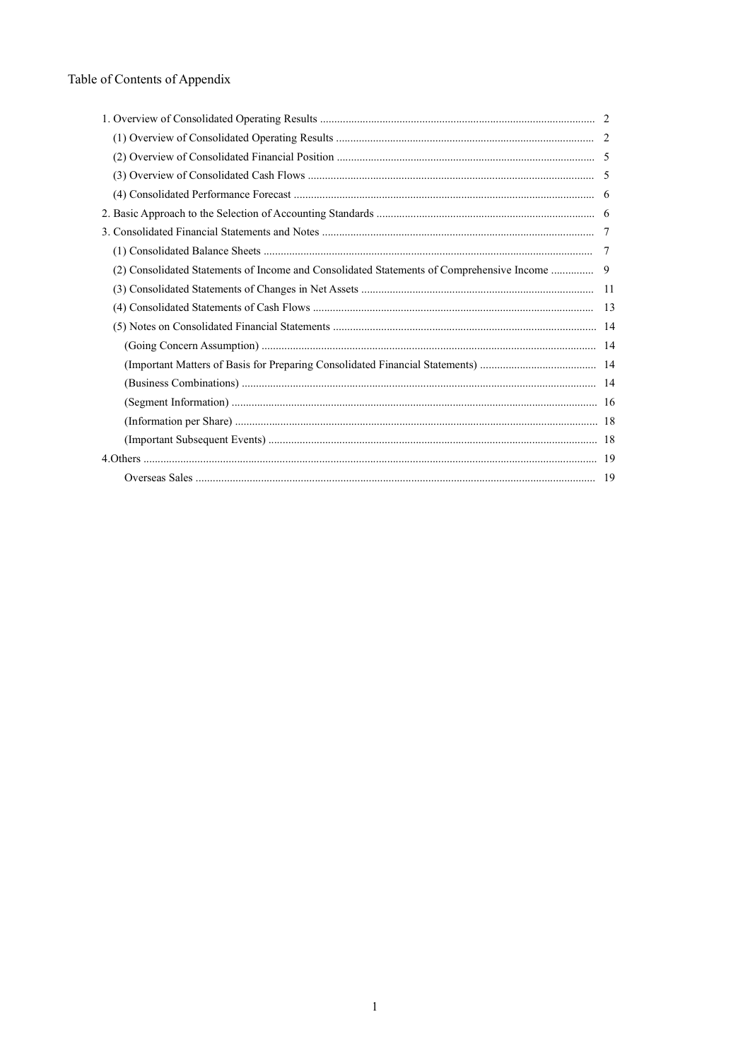# Table of Contents of Appendix

| | |
|---|---|
| 1. Overview of Consolidated Operating Results | 2 |
| (1) Overview of Consolidated Operating Results | 2 |
| (2) Overview of Consolidated Financial Position | 5 |
| (3) Overview of Consolidated Cash Flows | 5 |
| (4) Consolidated Performance Forecast | 6 |
| 2. Basic Approach to the Selection of Accounting Standards | 6 |
| 3. Consolidated Financial Statements and Notes | 7 |
| (1) Consolidated Balance Sheets | 7 |
| (2) Consolidated Statements of Income and Consolidated Statements of Comprehensive Income | 9 |
| (3) Consolidated Statements of Changes in Net Assets | 11 |
| (4) Consolidated Statements of Cash Flows | 13 |
| (5) Notes on Consolidated Financial Statements | 14 |
| (Going Concern Assumption) | 14 |
| (Important Matters of Basis for Preparing Consolidated Financial Statements) | 14 |
| (Business Combinations) | 14 |
| (Segment Information) | 16 |
| (Information per Share) | 18 |
| (Important Subsequent Events) | 18 |
| 4.Others | 19 |
| Overseas Sales | 19 |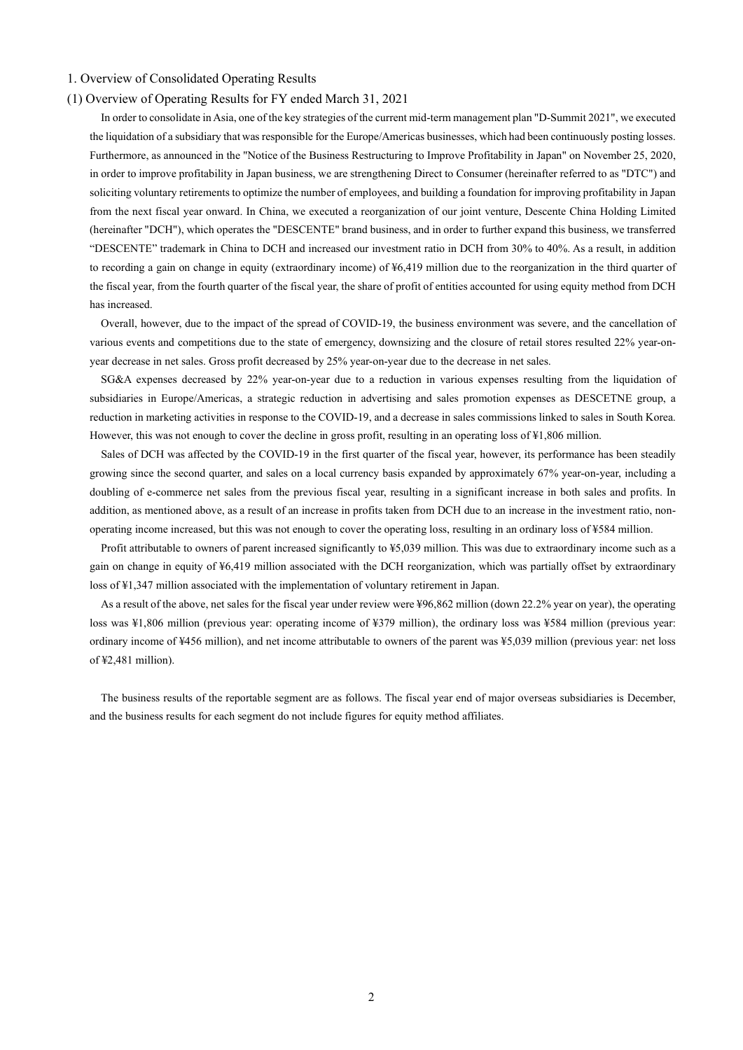## 1. Overview of Consolidated Operating Results

### (1) Overview of Operating Results for FY ended March 31, 2021

In order to consolidate in Asia, one of the key strategies of the current mid-term management plan "D-Summit 2021", we executed the liquidation of a subsidiary that was responsible for the Europe/Americas businesses, which had been continuously posting losses. Furthermore, as announced in the "Notice of the Business Restructuring to Improve Profitability in Japan" on November 25, 2020, in order to improve profitability in Japan business, we are strengthening Direct to Consumer (hereinafter referred to as "DTC") and soliciting voluntary retirements to optimize the number of employees, and building a foundation for improving profitability in Japan from the next fiscal year onward. In China, we executed a reorganization of our joint venture, Descente China Holding Limited (hereinafter "DCH"), which operates the "DESCENTE" brand business, and in order to further expand this business, we transferred "DESCENTE" trademark in China to DCH and increased our investment ratio in DCH from 30% to 40%. As a result, in addition to recording a gain on change in equity (extraordinary income) of ¥6,419 million due to the reorganization in the third quarter of the fiscal year, from the fourth quarter of the fiscal year, the share of profit of entities accounted for using equity method from DCH has increased.

Overall, however, due to the impact of the spread of COVID-19, the business environment was severe, and the cancellation of various events and competitions due to the state of emergency, downsizing and the closure of retail stores resulted 22% year-on-year decrease in net sales. Gross profit decreased by 25% year-on-year due to the decrease in net sales.

SG&A expenses decreased by 22% year-on-year due to a reduction in various expenses resulting from the liquidation of subsidiaries in Europe/Americas, a strategic reduction in advertising and sales promotion expenses as DESCETNE group, a reduction in marketing activities in response to the COVID-19, and a decrease in sales commissions linked to sales in South Korea. However, this was not enough to cover the decline in gross profit, resulting in an operating loss of ¥1,806 million.

Sales of DCH was affected by the COVID-19 in the first quarter of the fiscal year, however, its performance has been steadily growing since the second quarter, and sales on a local currency basis expanded by approximately 67% year-on-year, including a doubling of e-commerce net sales from the previous fiscal year, resulting in a significant increase in both sales and profits. In addition, as mentioned above, as a result of an increase in profits taken from DCH due to an increase in the investment ratio, non-operating income increased, but this was not enough to cover the operating loss, resulting in an ordinary loss of ¥584 million.

Profit attributable to owners of parent increased significantly to ¥5,039 million. This was due to extraordinary income such as a gain on change in equity of ¥6,419 million associated with the DCH reorganization, which was partially offset by extraordinary loss of ¥1,347 million associated with the implementation of voluntary retirement in Japan.

As a result of the above, net sales for the fiscal year under review were ¥96,862 million (down 22.2% year on year), the operating loss was ¥1,806 million (previous year: operating income of ¥379 million), the ordinary loss was ¥584 million (previous year: ordinary income of ¥456 million), and net income attributable to owners of the parent was ¥5,039 million (previous year: net loss of ¥2,481 million).

The business results of the reportable segment are as follows. The fiscal year end of major overseas subsidiaries is December, and the business results for each segment do not include figures for equity method affiliates.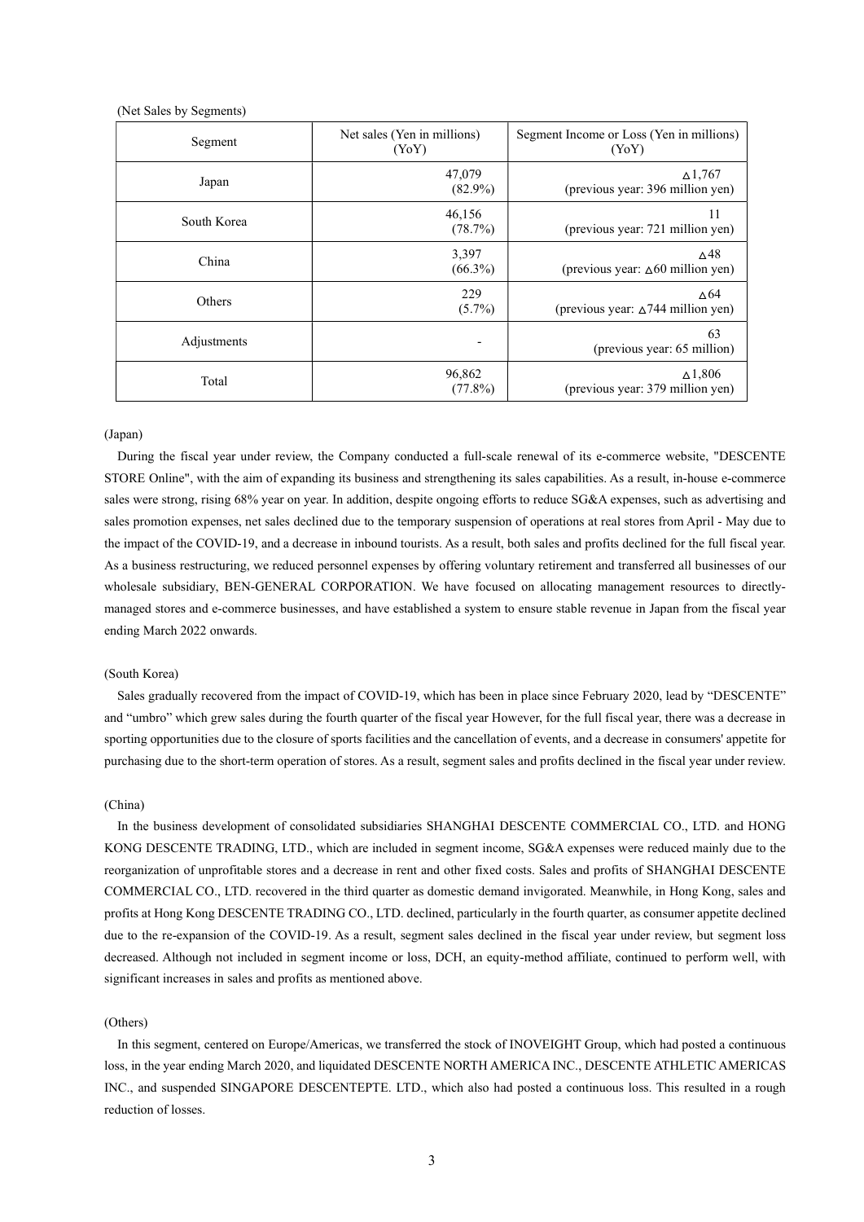(Net Sales by Segments)

| Segment | Net sales (Yen in millions) (YoY) | Segment Income or Loss (Yen in millions) (YoY) |
|---|---|---|
| Japan | 47,079 (82.9%) | △1,767 (previous year: 396 million yen) |
| South Korea | 46,156 (78.7%) | 11 (previous year: 721 million yen) |
| China | 3,397 (66.3%) | △48 (previous year: △60 million yen) |
| Others | 229 (5.7%) | △64 (previous year: △744 million yen) |
| Adjustments | - | 63 (previous year: 65 million) |
| Total | 96,862 (77.8%) | △1,806 (previous year: 379 million yen) |

(Japan)

During the fiscal year under review, the Company conducted a full-scale renewal of its e-commerce website, "DESCENTE STORE Online", with the aim of expanding its business and strengthening its sales capabilities. As a result, in-house e-commerce sales were strong, rising 68% year on year. In addition, despite ongoing efforts to reduce SG&A expenses, such as advertising and sales promotion expenses, net sales declined due to the temporary suspension of operations at real stores from April - May due to the impact of the COVID-19, and a decrease in inbound tourists. As a result, both sales and profits declined for the full fiscal year. As a business restructuring, we reduced personnel expenses by offering voluntary retirement and transferred all businesses of our wholesale subsidiary, BEN-GENERAL CORPORATION. We have focused on allocating management resources to directly-managed stores and e-commerce businesses, and have established a system to ensure stable revenue in Japan from the fiscal year ending March 2022 onwards.

(South Korea)

Sales gradually recovered from the impact of COVID-19, which has been in place since February 2020, lead by "DESCENTE" and "umbro" which grew sales during the fourth quarter of the fiscal year However, for the full fiscal year, there was a decrease in sporting opportunities due to the closure of sports facilities and the cancellation of events, and a decrease in consumers' appetite for purchasing due to the short-term operation of stores. As a result, segment sales and profits declined in the fiscal year under review.

(China)

In the business development of consolidated subsidiaries SHANGHAI DESCENTE COMMERCIAL CO., LTD. and HONG KONG DESCENTE TRADING, LTD., which are included in segment income, SG&A expenses were reduced mainly due to the reorganization of unprofitable stores and a decrease in rent and other fixed costs. Sales and profits of SHANGHAI DESCENTE COMMERCIAL CO., LTD. recovered in the third quarter as domestic demand invigorated. Meanwhile, in Hong Kong, sales and profits at Hong Kong DESCENTE TRADING CO., LTD. declined, particularly in the fourth quarter, as consumer appetite declined due to the re-expansion of the COVID-19. As a result, segment sales declined in the fiscal year under review, but segment loss decreased. Although not included in segment income or loss, DCH, an equity-method affiliate, continued to perform well, with significant increases in sales and profits as mentioned above.

(Others)

In this segment, centered on Europe/Americas, we transferred the stock of INOVEIGHT Group, which had posted a continuous loss, in the year ending March 2020, and liquidated DESCENTE NORTH AMERICA INC., DESCENTE ATHLETIC AMERICAS INC., and suspended SINGAPORE DESCENTEPTE. LTD., which also had posted a continuous loss. This resulted in a rough reduction of losses.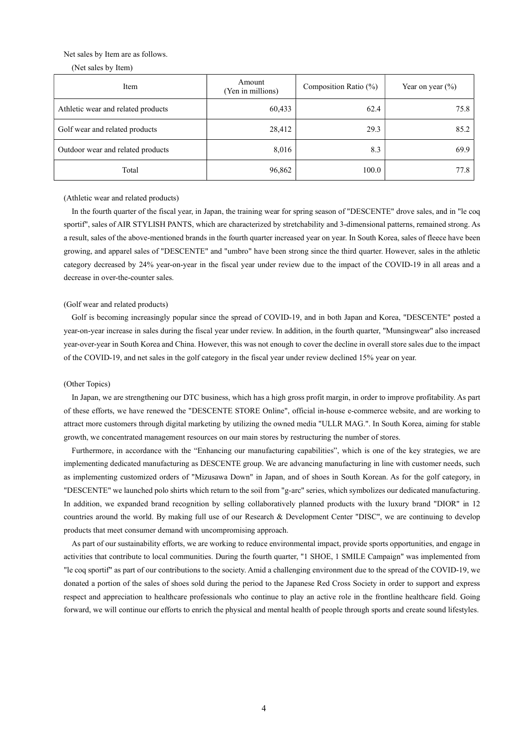Net sales by Item are as follows.

(Net sales by Item)

| Item | Amount (Yen in millions) | Composition Ratio (%) | Year on year (%) |
|---|---|---|---|
| Athletic wear and related products | 60,433 | 62.4 | 75.8 |
| Golf wear and related products | 28,412 | 29.3 | 85.2 |
| Outdoor wear and related products | 8,016 | 8.3 | 69.9 |
| Total | 96,862 | 100.0 | 77.8 |

(Athletic wear and related products)

In the fourth quarter of the fiscal year, in Japan, the training wear for spring season of "DESCENTE" drove sales, and in "le coq sportif", sales of AIR STYLISH PANTS, which are characterized by stretchability and 3-dimensional patterns, remained strong. As a result, sales of the above-mentioned brands in the fourth quarter increased year on year. In South Korea, sales of fleece have been growing, and apparel sales of "DESCENTE" and "umbro" have been strong since the third quarter. However, sales in the athletic category decreased by 24% year-on-year in the fiscal year under review due to the impact of the COVID-19 in all areas and a decrease in over-the-counter sales.

(Golf wear and related products)

Golf is becoming increasingly popular since the spread of COVID-19, and in both Japan and Korea, "DESCENTE" posted a year-on-year increase in sales during the fiscal year under review. In addition, in the fourth quarter, "Munsingwear" also increased year-over-year in South Korea and China. However, this was not enough to cover the decline in overall store sales due to the impact of the COVID-19, and net sales in the golf category in the fiscal year under review declined 15% year on year.

(Other Topics)

In Japan, we are strengthening our DTC business, which has a high gross profit margin, in order to improve profitability. As part of these efforts, we have renewed the "DESCENTE STORE Online", official in-house e-commerce website, and are working to attract more customers through digital marketing by utilizing the owned media "ULLR MAG.". In South Korea, aiming for stable growth, we concentrated management resources on our main stores by restructuring the number of stores.

Furthermore, in accordance with the "Enhancing our manufacturing capabilities", which is one of the key strategies, we are implementing dedicated manufacturing as DESCENTE group. We are advancing manufacturing in line with customer needs, such as implementing customized orders of "Mizusawa Down" in Japan, and of shoes in South Korean. As for the golf category, in "DESCENTE" we launched polo shirts which return to the soil from "g-arc" series, which symbolizes our dedicated manufacturing. In addition, we expanded brand recognition by selling collaboratively planned products with the luxury brand "DIOR" in 12 countries around the world. By making full use of our Research & Development Center "DISC", we are continuing to develop products that meet consumer demand with uncompromising approach.

As part of our sustainability efforts, we are working to reduce environmental impact, provide sports opportunities, and engage in activities that contribute to local communities. During the fourth quarter, "1 SHOE, 1 SMILE Campaign" was implemented from "le coq sportif" as part of our contributions to the society. Amid a challenging environment due to the spread of the COVID-19, we donated a portion of the sales of shoes sold during the period to the Japanese Red Cross Society in order to support and express respect and appreciation to healthcare professionals who continue to play an active role in the frontline healthcare field. Going forward, we will continue our efforts to enrich the physical and mental health of people through sports and create sound lifestyles.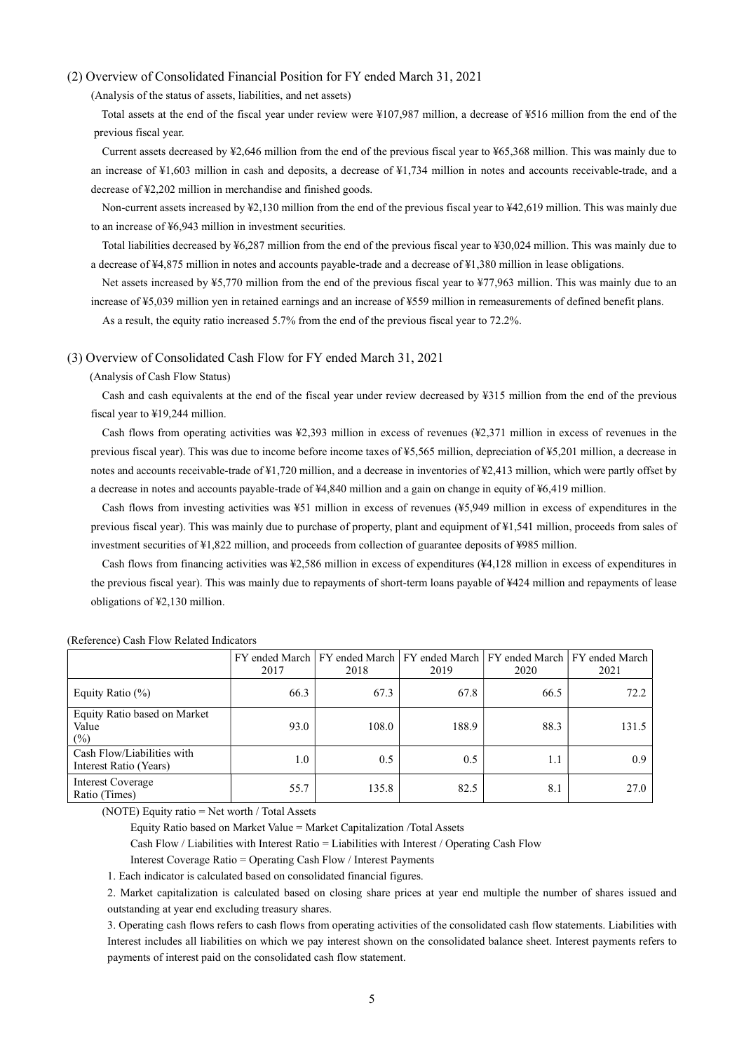### (2) Overview of Consolidated Financial Position for FY ended March 31, 2021

(Analysis of the status of assets, liabilities, and net assets)

Total assets at the end of the fiscal year under review were ¥107,987 million, a decrease of ¥516 million from the end of the previous fiscal year.

Current assets decreased by ¥2,646 million from the end of the previous fiscal year to ¥65,368 million. This was mainly due to an increase of ¥1,603 million in cash and deposits, a decrease of ¥1,734 million in notes and accounts receivable-trade, and a decrease of ¥2,202 million in merchandise and finished goods.

Non-current assets increased by ¥2,130 million from the end of the previous fiscal year to ¥42,619 million. This was mainly due to an increase of ¥6,943 million in investment securities.

Total liabilities decreased by ¥6,287 million from the end of the previous fiscal year to ¥30,024 million. This was mainly due to a decrease of ¥4,875 million in notes and accounts payable-trade and a decrease of ¥1,380 million in lease obligations.

Net assets increased by ¥5,770 million from the end of the previous fiscal year to ¥77,963 million. This was mainly due to an increase of ¥5,039 million yen in retained earnings and an increase of ¥559 million in remeasurements of defined benefit plans.

As a result, the equity ratio increased 5.7% from the end of the previous fiscal year to 72.2%.

### (3) Overview of Consolidated Cash Flow for FY ended March 31, 2021

(Analysis of Cash Flow Status)

Cash and cash equivalents at the end of the fiscal year under review decreased by ¥315 million from the end of the previous fiscal year to ¥19,244 million.

Cash flows from operating activities was ¥2,393 million in excess of revenues (¥2,371 million in excess of revenues in the previous fiscal year). This was due to income before income taxes of ¥5,565 million, depreciation of ¥5,201 million, a decrease in notes and accounts receivable-trade of ¥1,720 million, and a decrease in inventories of ¥2,413 million, which were partly offset by a decrease in notes and accounts payable-trade of ¥4,840 million and a gain on change in equity of ¥6,419 million.

Cash flows from investing activities was ¥51 million in excess of revenues (¥5,949 million in excess of expenditures in the previous fiscal year). This was mainly due to purchase of property, plant and equipment of ¥1,541 million, proceeds from sales of investment securities of ¥1,822 million, and proceeds from collection of guarantee deposits of ¥985 million.

Cash flows from financing activities was ¥2,586 million in excess of expenditures (¥4,128 million in excess of expenditures in the previous fiscal year). This was mainly due to repayments of short-term loans payable of ¥424 million and repayments of lease obligations of ¥2,130 million.

(Reference) Cash Flow Related Indicators

| | FY ended March 2017 | FY ended March 2018 | FY ended March 2019 | FY ended March 2020 | FY ended March 2021 |
|---|---|---|---|---|---|
| Equity Ratio (%) | 66.3 | 67.3 | 67.8 | 66.5 | 72.2 |
| Equity Ratio based on Market Value (%) | 93.0 | 108.0 | 188.9 | 88.3 | 131.5 |
| Cash Flow/Liabilities with Interest Ratio (Years) | 1.0 | 0.5 | 0.5 | 1.1 | 0.9 |
| Interest Coverage Ratio (Times) | 55.7 | 135.8 | 82.5 | 8.1 | 27.0 |

(NOTE) Equity ratio = Net worth / Total Assets

Equity Ratio based on Market Value = Market Capitalization /Total Assets

Cash Flow / Liabilities with Interest Ratio = Liabilities with Interest / Operating Cash Flow

Interest Coverage Ratio = Operating Cash Flow / Interest Payments

1. Each indicator is calculated based on consolidated financial figures.
2. Market capitalization is calculated based on closing share prices at year end multiple the number of shares issued and outstanding at year end excluding treasury shares.
3. Operating cash flows refers to cash flows from operating activities of the consolidated cash flow statements. Liabilities with Interest includes all liabilities on which we pay interest shown on the consolidated balance sheet. Interest payments refers to payments of interest paid on the consolidated cash flow statement.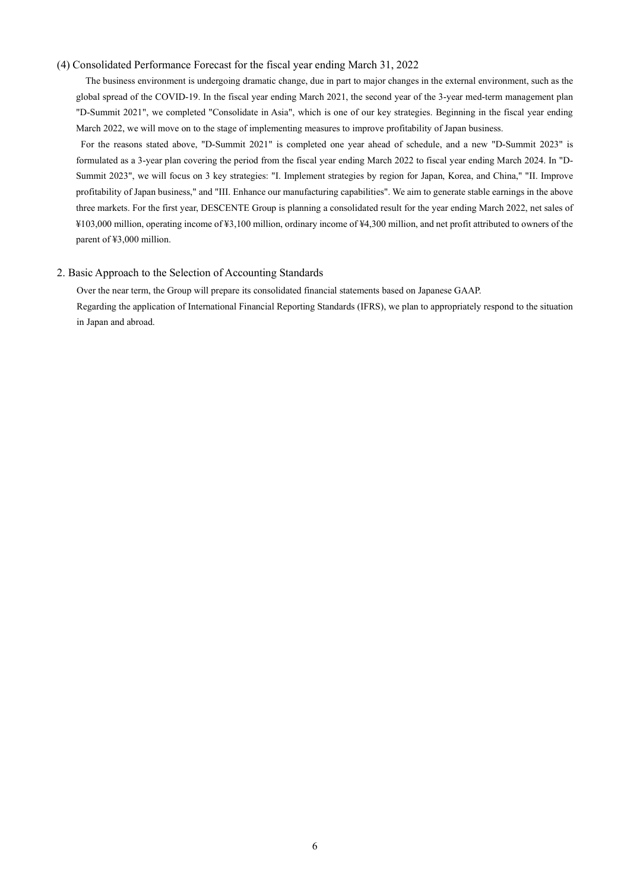### (4) Consolidated Performance Forecast for the fiscal year ending March 31, 2022

The business environment is undergoing dramatic change, due in part to major changes in the external environment, such as the global spread of the COVID-19. In the fiscal year ending March 2021, the second year of the 3-year med-term management plan "D-Summit 2021", we completed "Consolidate in Asia", which is one of our key strategies. Beginning in the fiscal year ending March 2022, we will move on to the stage of implementing measures to improve profitability of Japan business.

For the reasons stated above, "D-Summit 2021" is completed one year ahead of schedule, and a new "D-Summit 2023" is formulated as a 3-year plan covering the period from the fiscal year ending March 2022 to fiscal year ending March 2024. In "D-Summit 2023", we will focus on 3 key strategies: "I. Implement strategies by region for Japan, Korea, and China," "II. Improve profitability of Japan business," and "III. Enhance our manufacturing capabilities". We aim to generate stable earnings in the above three markets. For the first year, DESCENTE Group is planning a consolidated result for the year ending March 2022, net sales of ¥103,000 million, operating income of ¥3,100 million, ordinary income of ¥4,300 million, and net profit attributed to owners of the parent of ¥3,000 million.

## 2. Basic Approach to the Selection of Accounting Standards

Over the near term, the Group will prepare its consolidated financial statements based on Japanese GAAP.

Regarding the application of International Financial Reporting Standards (IFRS), we plan to appropriately respond to the situation in Japan and abroad.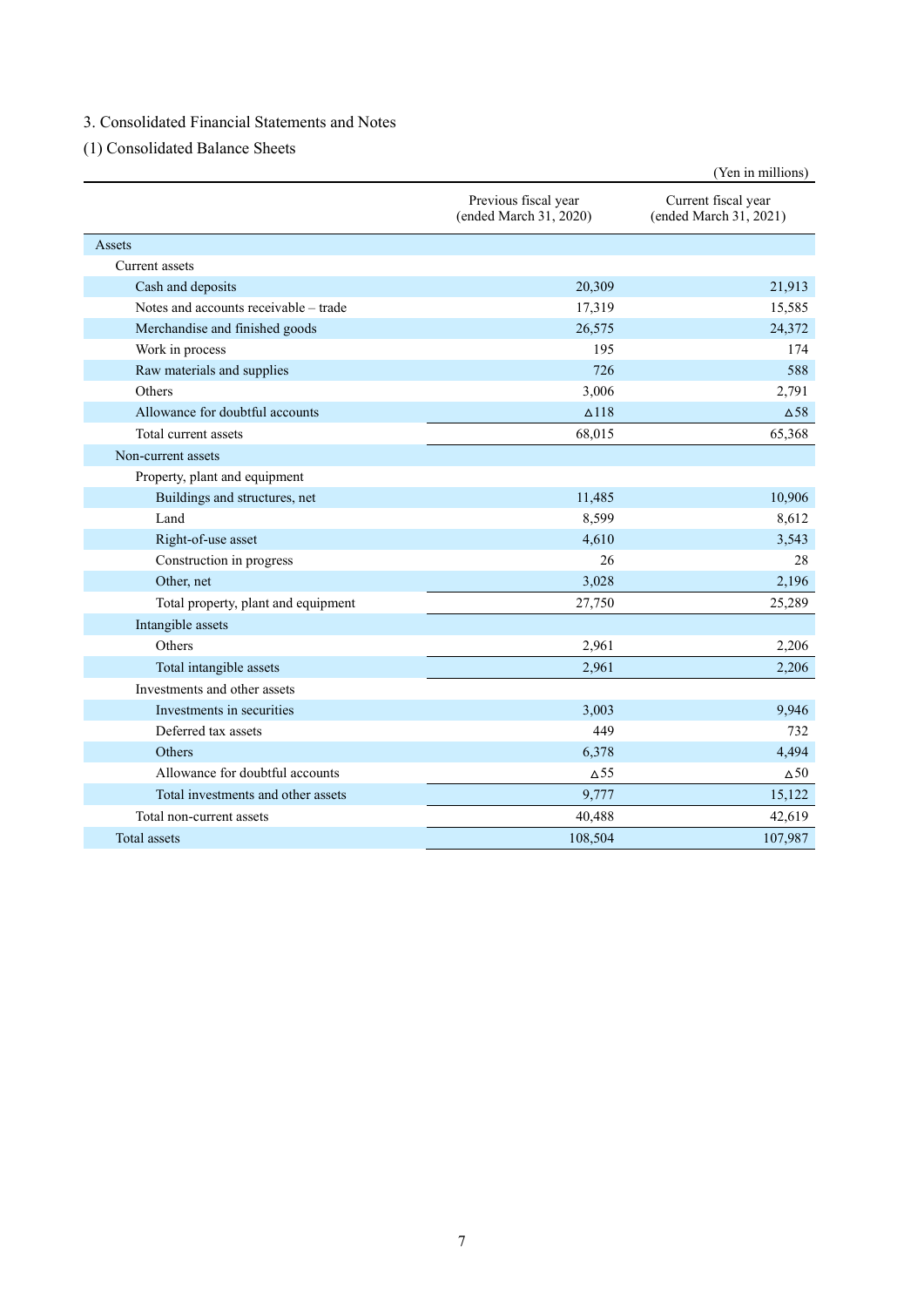## 3. Consolidated Financial Statements and Notes

### (1) Consolidated Balance Sheets

(Yen in millions)

| | Previous fiscal year (ended March 31, 2020) | Current fiscal year (ended March 31, 2021) |
|---|---|---|
| Assets | | |
| Current assets | | |
| Cash and deposits | 20,309 | 21,913 |
| Notes and accounts receivable – trade | 17,319 | 15,585 |
| Merchandise and finished goods | 26,575 | 24,372 |
| Work in process | 195 | 174 |
| Raw materials and supplies | 726 | 588 |
| Others | 3,006 | 2,791 |
| Allowance for doubtful accounts | △118 | △58 |
| Total current assets | 68,015 | 65,368 |
| Non-current assets | | |
| Property, plant and equipment | | |
| Buildings and structures, net | 11,485 | 10,906 |
| Land | 8,599 | 8,612 |
| Right-of-use asset | 4,610 | 3,543 |
| Construction in progress | 26 | 28 |
| Other, net | 3,028 | 2,196 |
| Total property, plant and equipment | 27,750 | 25,289 |
| Intangible assets | | |
| Others | 2,961 | 2,206 |
| Total intangible assets | 2,961 | 2,206 |
| Investments and other assets | | |
| Investments in securities | 3,003 | 9,946 |
| Deferred tax assets | 449 | 732 |
| Others | 6,378 | 4,494 |
| Allowance for doubtful accounts | △55 | △50 |
| Total investments and other assets | 9,777 | 15,122 |
| Total non-current assets | 40,488 | 42,619 |
| Total assets | 108,504 | 107,987 |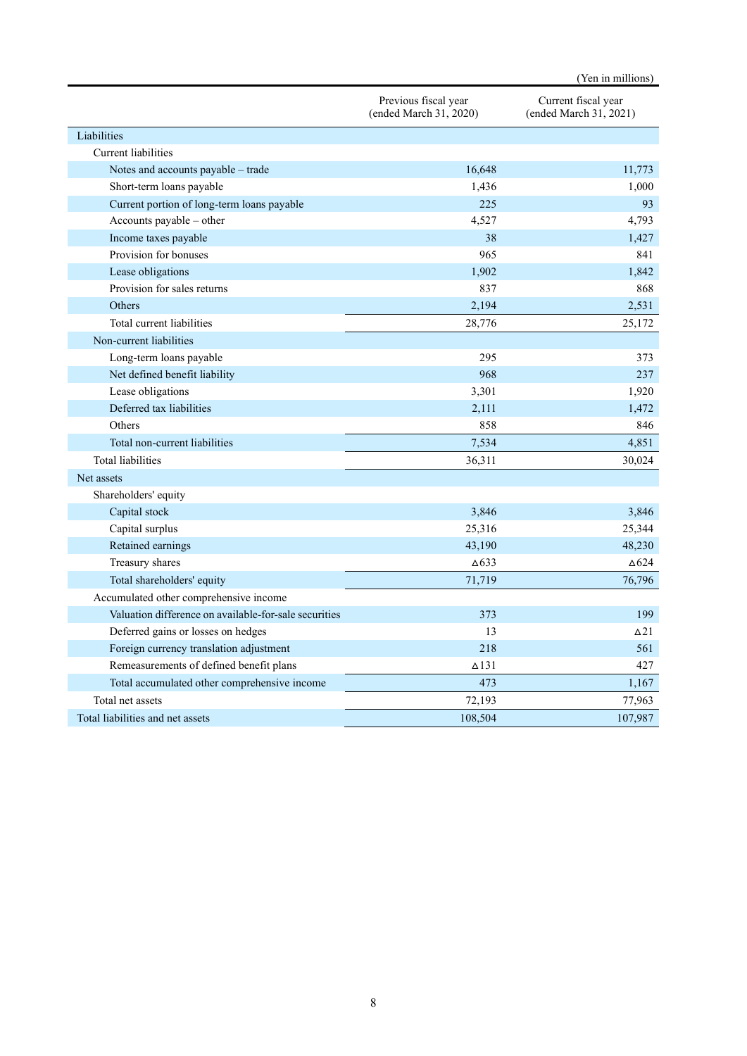(Yen in millions)

| | Previous fiscal year (ended March 31, 2020) | Current fiscal year (ended March 31, 2021) |
|---|---|---|
| Liabilities | | |
| Current liabilities | | |
| Notes and accounts payable – trade | 16,648 | 11,773 |
| Short-term loans payable | 1,436 | 1,000 |
| Current portion of long-term loans payable | 225 | 93 |
| Accounts payable – other | 4,527 | 4,793 |
| Income taxes payable | 38 | 1,427 |
| Provision for bonuses | 965 | 841 |
| Lease obligations | 1,902 | 1,842 |
| Provision for sales returns | 837 | 868 |
| Others | 2,194 | 2,531 |
| Total current liabilities | 28,776 | 25,172 |
| Non-current liabilities | | |
| Long-term loans payable | 295 | 373 |
| Net defined benefit liability | 968 | 237 |
| Lease obligations | 3,301 | 1,920 |
| Deferred tax liabilities | 2,111 | 1,472 |
| Others | 858 | 846 |
| Total non-current liabilities | 7,534 | 4,851 |
| Total liabilities | 36,311 | 30,024 |
| Net assets | | |
| Shareholders' equity | | |
| Capital stock | 3,846 | 3,846 |
| Capital surplus | 25,316 | 25,344 |
| Retained earnings | 43,190 | 48,230 |
| Treasury shares | △633 | △624 |
| Total shareholders' equity | 71,719 | 76,796 |
| Accumulated other comprehensive income | | |
| Valuation difference on available-for-sale securities | 373 | 199 |
| Deferred gains or losses on hedges | 13 | △21 |
| Foreign currency translation adjustment | 218 | 561 |
| Remeasurements of defined benefit plans | △131 | 427 |
| Total accumulated other comprehensive income | 473 | 1,167 |
| Total net assets | 72,193 | 77,963 |
| Total liabilities and net assets | 108,504 | 107,987 |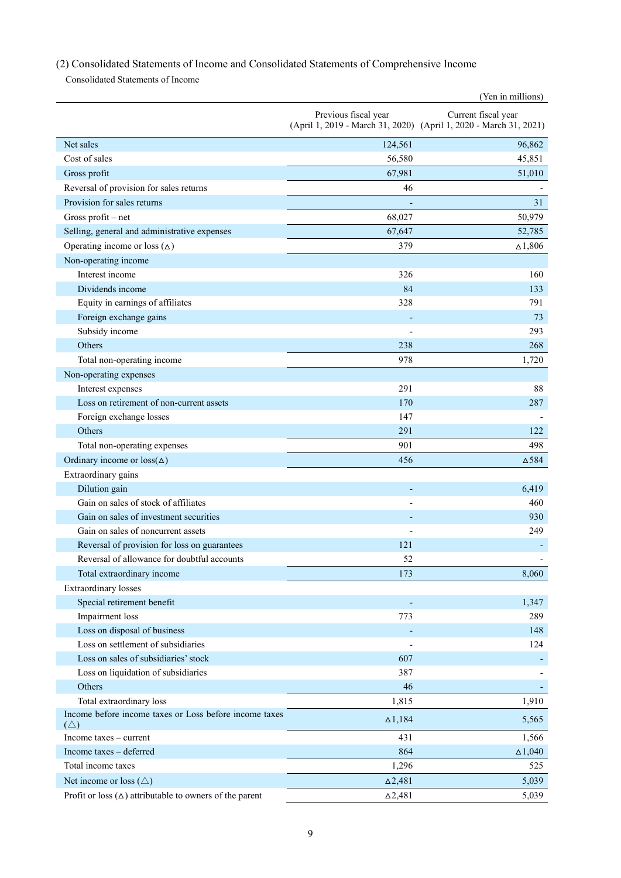## (2) Consolidated Statements of Income and Consolidated Statements of Comprehensive Income

Consolidated Statements of Income

(Yen in millions)

| | Previous fiscal year (April 1, 2019 - March 31, 2020) | Current fiscal year (April 1, 2020 - March 31, 2021) |
|---|---|---|
| Net sales | 124,561 | 96,862 |
| Cost of sales | 56,580 | 45,851 |
| Gross profit | 67,981 | 51,010 |
| Reversal of provision for sales returns | 46 | - |
| Provision for sales returns | - | 31 |
| Gross profit – net | 68,027 | 50,979 |
| Selling, general and administrative expenses | 67,647 | 52,785 |
| Operating income or loss (∆) | 379 | ∆1,806 |
| Non-operating income | | |
| Interest income | 326 | 160 |
| Dividends income | 84 | 133 |
| Equity in earnings of affiliates | 328 | 791 |
| Foreign exchange gains | - | 73 |
| Subsidy income | - | 293 |
| Others | 238 | 268 |
| Total non-operating income | 978 | 1,720 |
| Non-operating expenses | | |
| Interest expenses | 291 | 88 |
| Loss on retirement of non-current assets | 170 | 287 |
| Foreign exchange losses | 147 | - |
| Others | 291 | 122 |
| Total non-operating expenses | 901 | 498 |
| Ordinary income or loss(∆) | 456 | ∆584 |
| Extraordinary gains | | |
| Dilution gain | - | 6,419 |
| Gain on sales of stock of affiliates | - | 460 |
| Gain on sales of investment securities | - | 930 |
| Gain on sales of noncurrent assets | - | 249 |
| Reversal of provision for loss on guarantees | 121 | - |
| Reversal of allowance for doubtful accounts | 52 | - |
| Total extraordinary income | 173 | 8,060 |
| Extraordinary losses | | |
| Special retirement benefit | - | 1,347 |
| Impairment loss | 773 | 289 |
| Loss on disposal of business | - | 148 |
| Loss on settlement of subsidiaries | - | 124 |
| Loss on sales of subsidiaries' stock | 607 | - |
| Loss on liquidation of subsidiaries | 387 | - |
| Others | 46 | - |
| Total extraordinary loss | 1,815 | 1,910 |
| Income before income taxes or Loss before income taxes (△) | ∆1,184 | 5,565 |
| Income taxes – current | 431 | 1,566 |
| Income taxes – deferred | 864 | ∆1,040 |
| Total income taxes | 1,296 | 525 |
| Net income or loss (△) | ∆2,481 | 5,039 |
| Profit or loss (∆) attributable to owners of the parent | ∆2,481 | 5,039 |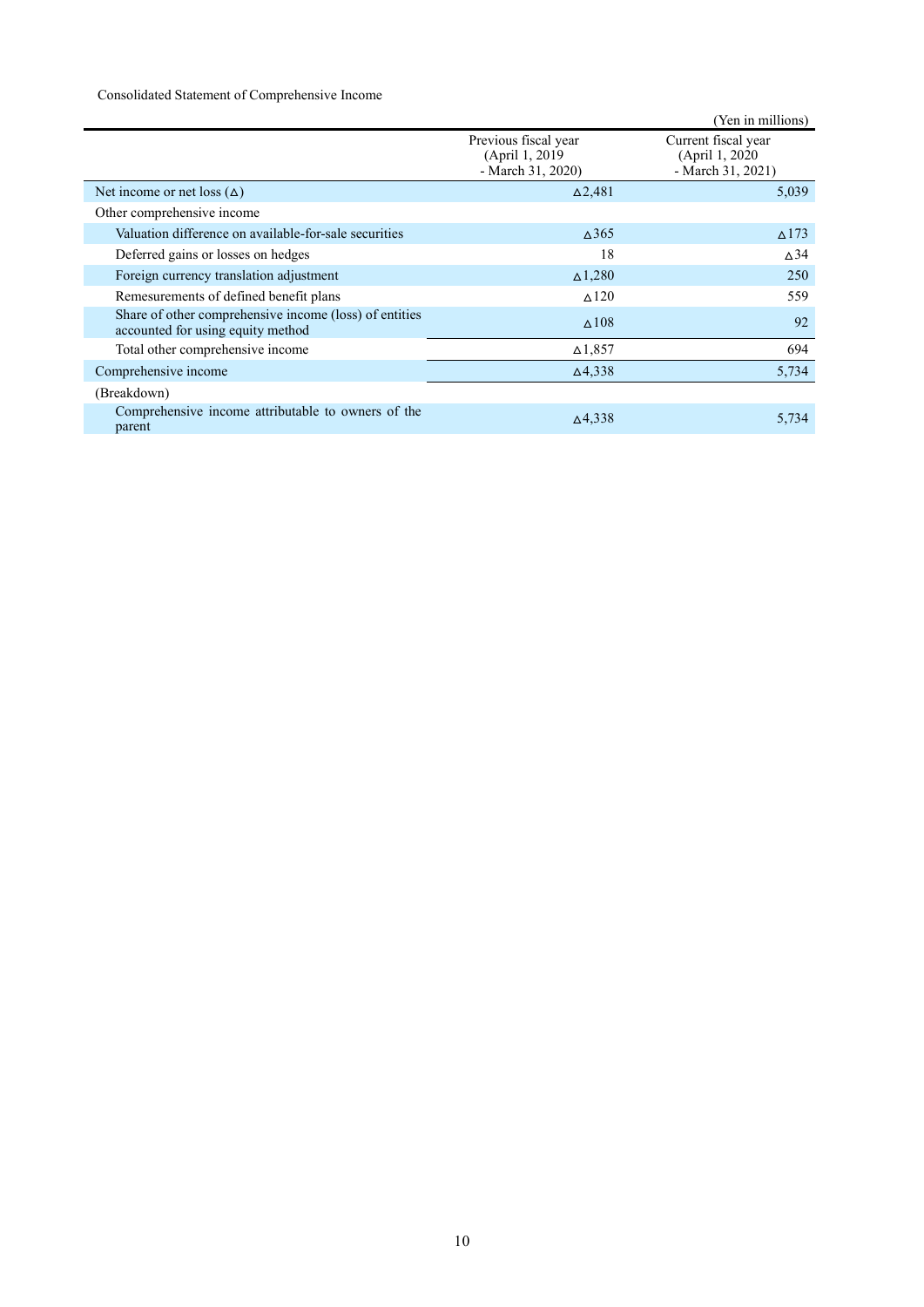Consolidated Statement of Comprehensive Income

(Yen in millions)

| | Previous fiscal year (April 1, 2019 - March 31, 2020) | Current fiscal year (April 1, 2020 - March 31, 2021) |
|---|---|---|
| Net income or net loss (△) | △2,481 | 5,039 |
| Other comprehensive income | | |
| Valuation difference on available-for-sale securities | △365 | △173 |
| Deferred gains or losses on hedges | 18 | △34 |
| Foreign currency translation adjustment | △1,280 | 250 |
| Remeasurements of defined benefit plans | △120 | 559 |
| Share of other comprehensive income (loss) of entities accounted for using equity method | △108 | 92 |
| Total other comprehensive income | △1,857 | 694 |
| Comprehensive income | △4,338 | 5,734 |
| (Breakdown) | | |
| Comprehensive income attributable to owners of the parent | △4,338 | 5,734 |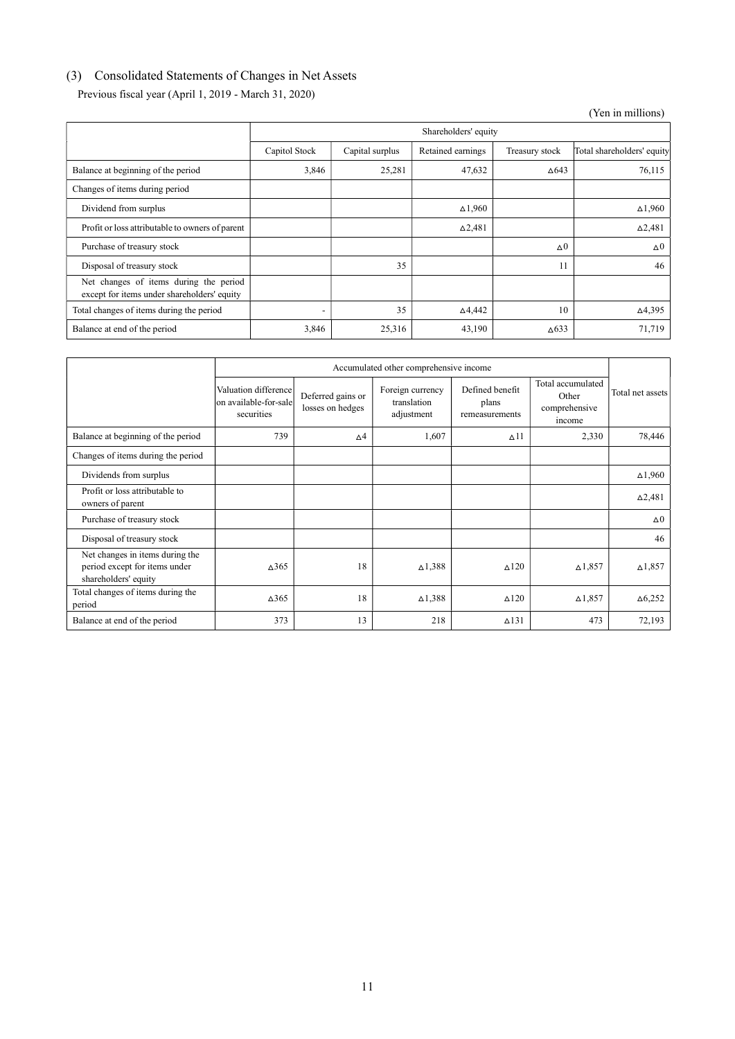## (3) Consolidated Statements of Changes in Net Assets

Previous fiscal year (April 1, 2019 - March 31, 2020)

(Yen in millions)

| | Shareholders' equity | | | | |
|---|---|---|---|---|---|
| | Capitol Stock | Capital surplus | Retained earnings | Treasury stock | Total shareholders' equity |
| Balance at beginning of the period | 3,846 | 25,281 | 47,632 | △643 | 76,115 |
| Changes of items during period | | | | | |
| Dividend from surplus | | | △1,960 | | △1,960 |
| Profit or loss attributable to owners of parent | | | △2,481 | | △2,481 |
| Purchase of treasury stock | | | | △0 | △0 |
| Disposal of treasury stock | | 35 | | 11 | 46 |
| Net changes of items during the period except for items under shareholders' equity | | | | | |
| Total changes of items during the period | - | 35 | △4,442 | 10 | △4,395 |
| Balance at end of the period | 3,846 | 25,316 | 43,190 | △633 | 71,719 |

| | Accumulated other comprehensive income | | | | | Total net assets |
|---|---|---|---|---|---|---|
| | Valuation difference on available-for-sale securities | Deferred gains or losses on hedges | Foreign currency translation adjustment | Defined benefit plans remeasurements | Total accumulated Other comprehensive income | |
| Balance at beginning of the period | 739 | △4 | 1,607 | △11 | 2,330 | 78,446 |
| Changes of items during the period | | | | | | |
| Dividends from surplus | | | | | | △1,960 |
| Profit or loss attributable to owners of parent | | | | | | △2,481 |
| Purchase of treasury stock | | | | | | △0 |
| Disposal of treasury stock | | | | | | 46 |
| Net changes in items during the period except for items under shareholders' equity | △365 | 18 | △1,388 | △120 | △1,857 | △1,857 |
| Total changes of items during the period | △365 | 18 | △1,388 | △120 | △1,857 | △6,252 |
| Balance at end of the period | 373 | 13 | 218 | △131 | 473 | 72,193 |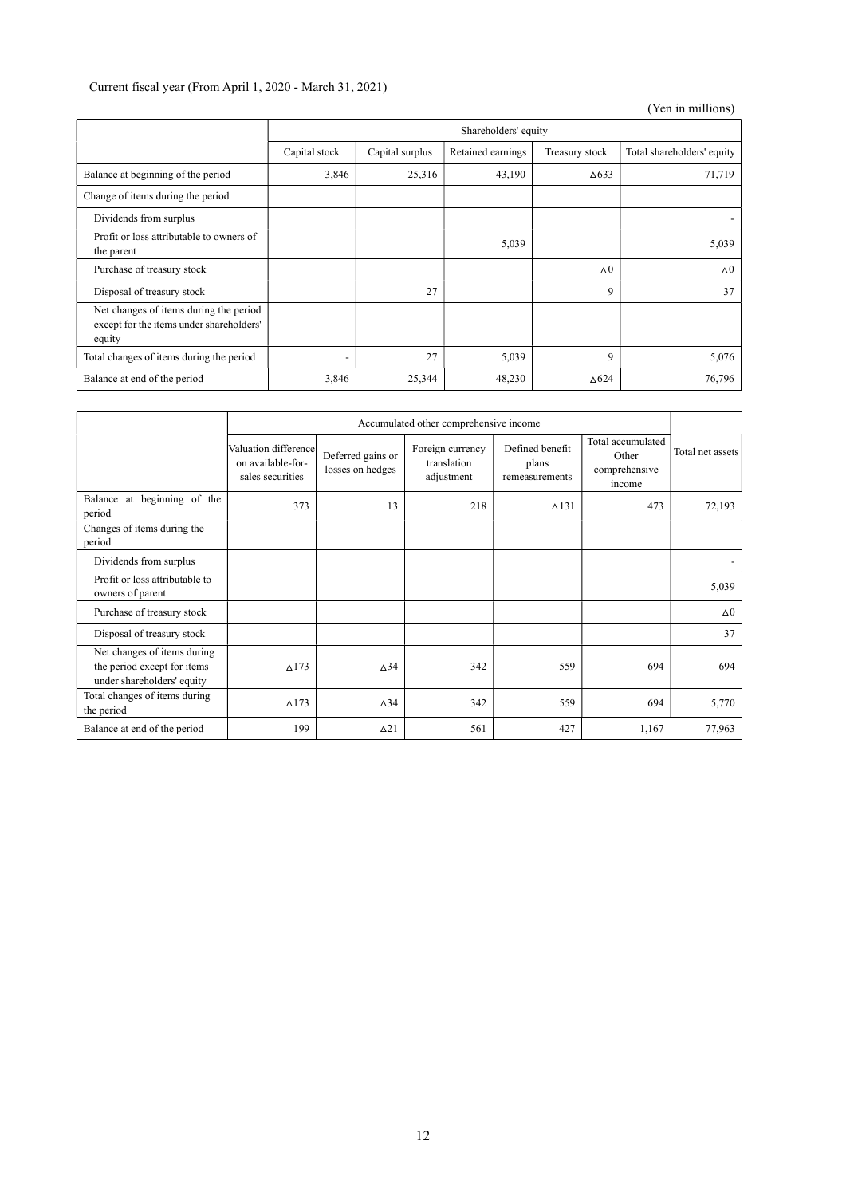Current fiscal year (From April 1, 2020 - March 31, 2021)

(Yen in millions)

| | Shareholders' equity | | | | |
|---|---|---|---|---|---|
| | Capital stock | Capital surplus | Retained earnings | Treasury stock | Total shareholders' equity |
| Balance at beginning of the period | 3,846 | 25,316 | 43,190 | △633 | 71,719 |
| Change of items during the period | | | | | |
| Dividends from surplus | | | | | - |
| Profit or loss attributable to owners of the parent | | | 5,039 | | 5,039 |
| Purchase of treasury stock | | | | △0 | △0 |
| Disposal of treasury stock | | 27 | | 9 | 37 |
| Net changes of items during the period except for the items under shareholders' equity | | | | | |
| Total changes of items during the period | - | 27 | 5,039 | 9 | 5,076 |
| Balance at end of the period | 3,846 | 25,344 | 48,230 | △624 | 76,796 |

| | Accumulated other comprehensive income | | | | | Total net assets |
|---|---|---|---|---|---|---|
| | Valuation difference on available-for-sales securities | Deferred gains or losses on hedges | Foreign currency translation adjustment | Defined benefit plans remeasurements | Total accumulated Other comprehensive income | |
| Balance at beginning of the period | 373 | 13 | 218 | △131 | 473 | 72,193 |
| Changes of items during the period | | | | | | |
| Dividends from surplus | | | | | | - |
| Profit or loss attributable to owners of parent | | | | | | 5,039 |
| Purchase of treasury stock | | | | | | △0 |
| Disposal of treasury stock | | | | | | 37 |
| Net changes of items during the period except for items under shareholders' equity | △173 | △34 | 342 | 559 | 694 | 694 |
| Total changes of items during the period | △173 | △34 | 342 | 559 | 694 | 5,770 |
| Balance at end of the period | 199 | △21 | 561 | 427 | 1,167 | 77,963 |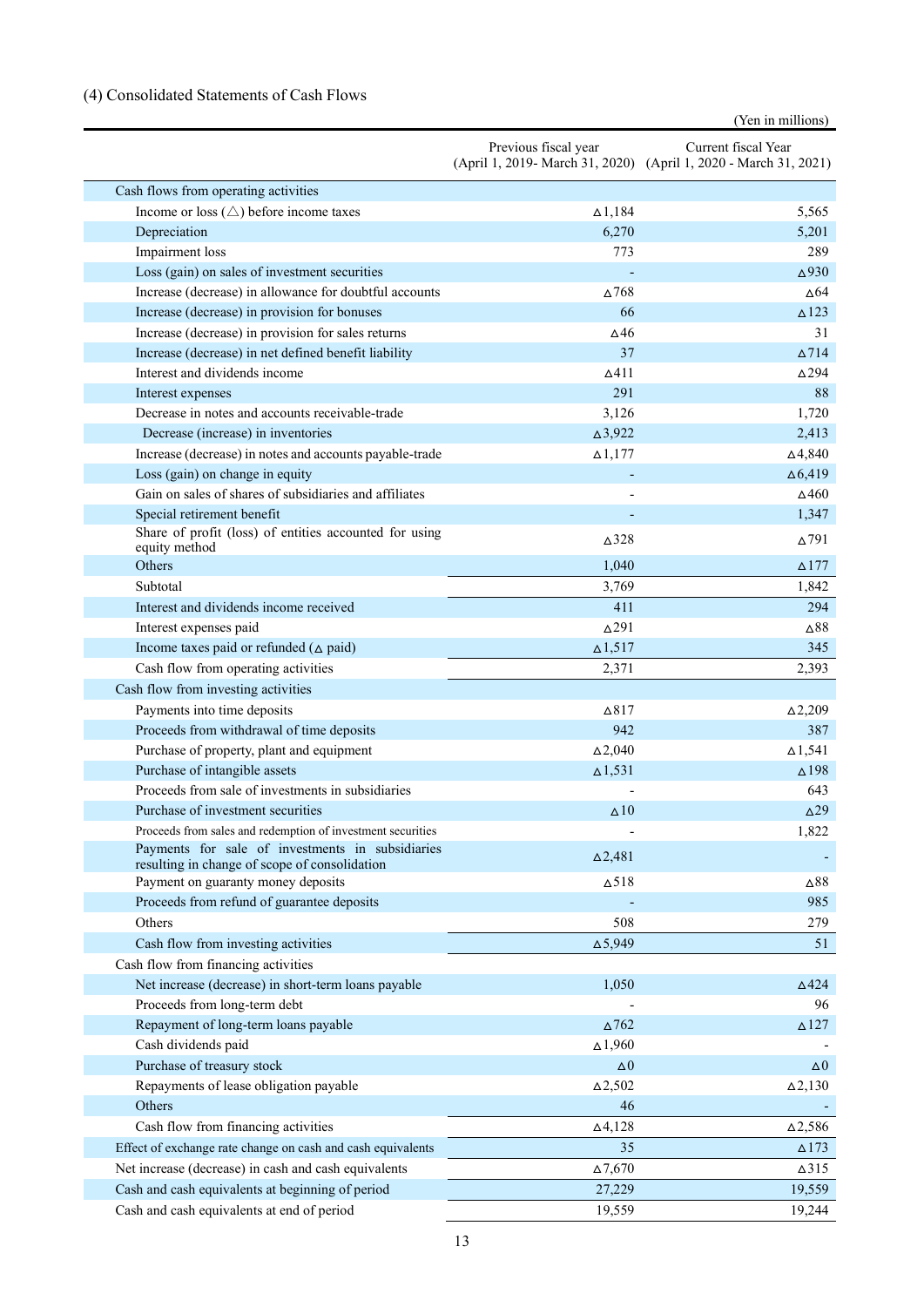## (4) Consolidated Statements of Cash Flows

(Yen in millions)

| | Previous fiscal year (April 1, 2019- March 31, 2020) | Current fiscal Year (April 1, 2020 - March 31, 2021) |
|---|---|---|
| Cash flows from operating activities | | |
| Income or loss (△) before income taxes | △1,184 | 5,565 |
| Depreciation | 6,270 | 5,201 |
| Impairment loss | 773 | 289 |
| Loss (gain) on sales of investment securities | - | △930 |
| Increase (decrease) in allowance for doubtful accounts | △768 | △64 |
| Increase (decrease) in provision for bonuses | 66 | △123 |
| Increase (decrease) in provision for sales returns | △46 | 31 |
| Increase (decrease) in net defined benefit liability | 37 | △714 |
| Interest and dividends income | △411 | △294 |
| Interest expenses | 291 | 88 |
| Decrease in notes and accounts receivable-trade | 3,126 | 1,720 |
| Decrease (increase) in inventories | △3,922 | 2,413 |
| Increase (decrease) in notes and accounts payable-trade | △1,177 | △4,840 |
| Loss (gain) on change in equity | - | △6,419 |
| Gain on sales of shares of subsidiaries and affiliates | - | △460 |
| Special retirement benefit | - | 1,347 |
| Share of profit (loss) of entities accounted for using equity method | △328 | △791 |
| Others | 1,040 | △177 |
| Subtotal | 3,769 | 1,842 |
| Interest and dividends income received | 411 | 294 |
| Interest expenses paid | △291 | △88 |
| Income taxes paid or refunded (△ paid) | △1,517 | 345 |
| Cash flow from operating activities | 2,371 | 2,393 |
| Cash flow from investing activities | | |
| Payments into time deposits | △817 | △2,209 |
| Proceeds from withdrawal of time deposits | 942 | 387 |
| Purchase of property, plant and equipment | △2,040 | △1,541 |
| Purchase of intangible assets | △1,531 | △198 |
| Proceeds from sale of investments in subsidiaries | - | 643 |
| Purchase of investment securities | △10 | △29 |
| Proceeds from sales and redemption of investment securities | - | 1,822 |
| Payments for sale of investments in subsidiaries resulting in change of scope of consolidation | △2,481 | - |
| Payment on guaranty money deposits | △518 | △88 |
| Proceeds from refund of guarantee deposits | - | 985 |
| Others | 508 | 279 |
| Cash flow from investing activities | △5,949 | 51 |
| Cash flow from financing activities | | |
| Net increase (decrease) in short-term loans payable | 1,050 | △424 |
| Proceeds from long-term debt | - | 96 |
| Repayment of long-term loans payable | △762 | △127 |
| Cash dividends paid | △1,960 | - |
| Purchase of treasury stock | △0 | △0 |
| Repayments of lease obligation payable | △2,502 | △2,130 |
| Others | 46 | - |
| Cash flow from financing activities | △4,128 | △2,586 |
| Effect of exchange rate change on cash and cash equivalents | 35 | △173 |
| Net increase (decrease) in cash and cash equivalents | △7,670 | △315 |
| Cash and cash equivalents at beginning of period | 27,229 | 19,559 |
| Cash and cash equivalents at end of period | 19,559 | 19,244 |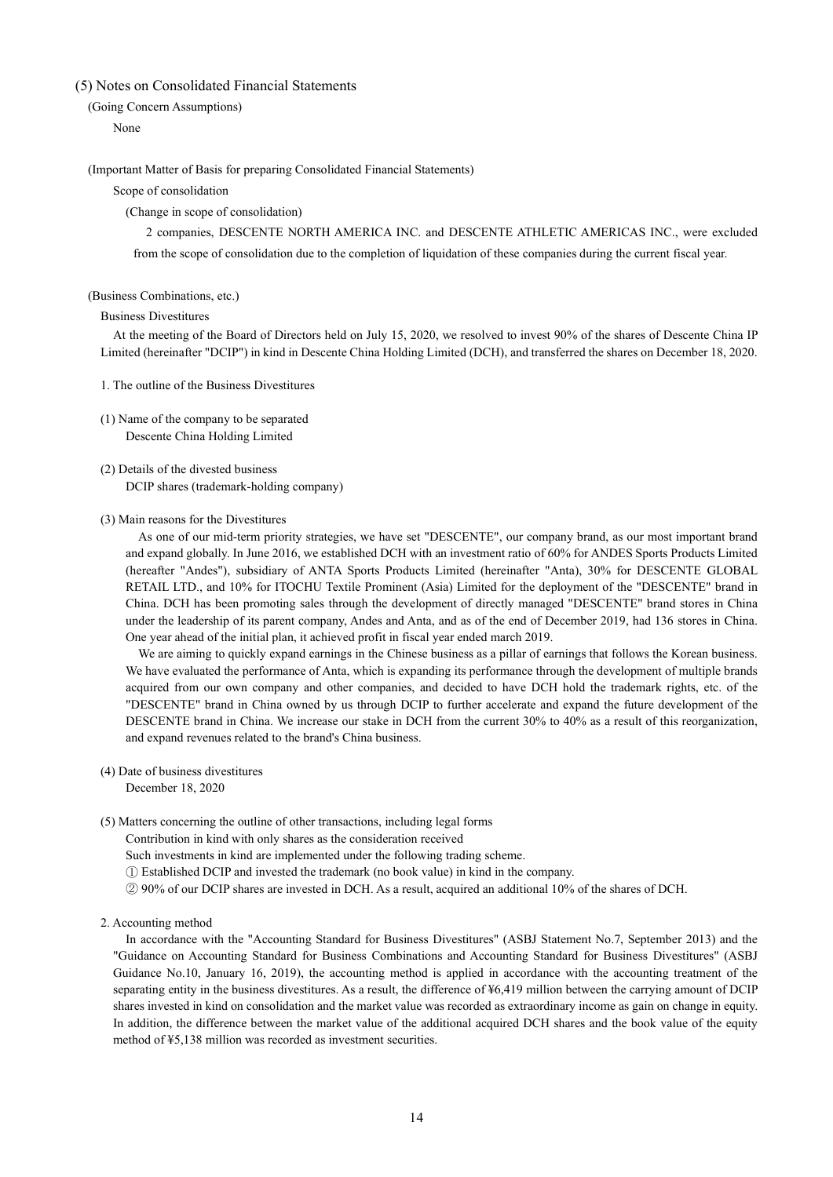## (5) Notes on Consolidated Financial Statements

(Going Concern Assumptions)

None

(Important Matter of Basis for preparing Consolidated Financial Statements)

Scope of consolidation

(Change in scope of consolidation)

2 companies, DESCENTE NORTH AMERICA INC. and DESCENTE ATHLETIC AMERICAS INC., were excluded from the scope of consolidation due to the completion of liquidation of these companies during the current fiscal year.

(Business Combinations, etc.)

Business Divestitures

At the meeting of the Board of Directors held on July 15, 2020, we resolved to invest 90% of the shares of Descente China IP Limited (hereinafter "DCIP") in kind in Descente China Holding Limited (DCH), and transferred the shares on December 18, 2020.

1. The outline of the Business Divestitures

(1) Name of the company to be separated
Descente China Holding Limited

(2) Details of the divested business
DCIP shares (trademark-holding company)

(3) Main reasons for the Divestitures

As one of our mid-term priority strategies, we have set "DESCENTE", our company brand, as our most important brand and expand globally. In June 2016, we established DCH with an investment ratio of 60% for ANDES Sports Products Limited (hereafter "Andes"), subsidiary of ANTA Sports Products Limited (hereinafter "Anta), 30% for DESCENTE GLOBAL RETAIL LTD., and 10% for ITOCHU Textile Prominent (Asia) Limited for the deployment of the "DESCENTE" brand in China. DCH has been promoting sales through the development of directly managed "DESCENTE" brand stores in China under the leadership of its parent company, Andes and Anta, and as of the end of December 2019, had 136 stores in China. One year ahead of the initial plan, it achieved profit in fiscal year ended march 2019.

We are aiming to quickly expand earnings in the Chinese business as a pillar of earnings that follows the Korean business. We have evaluated the performance of Anta, which is expanding its performance through the development of multiple brands acquired from our own company and other companies, and decided to have DCH hold the trademark rights, etc. of the "DESCENTE" brand in China owned by us through DCIP to further accelerate and expand the future development of the DESCENTE brand in China. We increase our stake in DCH from the current 30% to 40% as a result of this reorganization, and expand revenues related to the brand's China business.

(4) Date of business divestitures
December 18, 2020

(5) Matters concerning the outline of other transactions, including legal forms

Contribution in kind with only shares as the consideration received

Such investments in kind are implemented under the following trading scheme.

① Established DCIP and invested the trademark (no book value) in kind in the company.

② 90% of our DCIP shares are invested in DCH. As a result, acquired an additional 10% of the shares of DCH.

2. Accounting method

In accordance with the "Accounting Standard for Business Divestitures" (ASBJ Statement No.7, September 2013) and the "Guidance on Accounting Standard for Business Combinations and Accounting Standard for Business Divestitures" (ASBJ Guidance No.10, January 16, 2019), the accounting method is applied in accordance with the accounting treatment of the separating entity in the business divestitures. As a result, the difference of ¥6,419 million between the carrying amount of DCIP shares invested in kind on consolidation and the market value was recorded as extraordinary income as gain on change in equity. In addition, the difference between the market value of the additional acquired DCH shares and the book value of the equity method of ¥5,138 million was recorded as investment securities.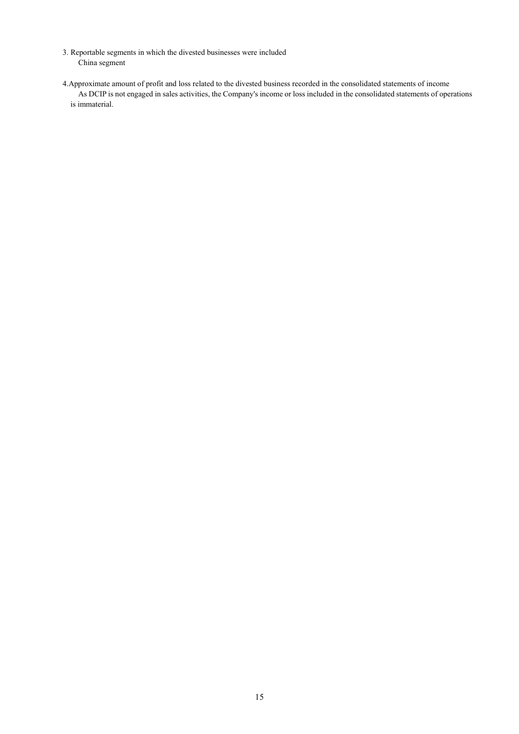3. Reportable segments in which the divested businesses were included

China segment

4. Approximate amount of profit and loss related to the divested business recorded in the consolidated statements of income

As DCIP is not engaged in sales activities, the Company's income or loss included in the consolidated statements of operations is immaterial.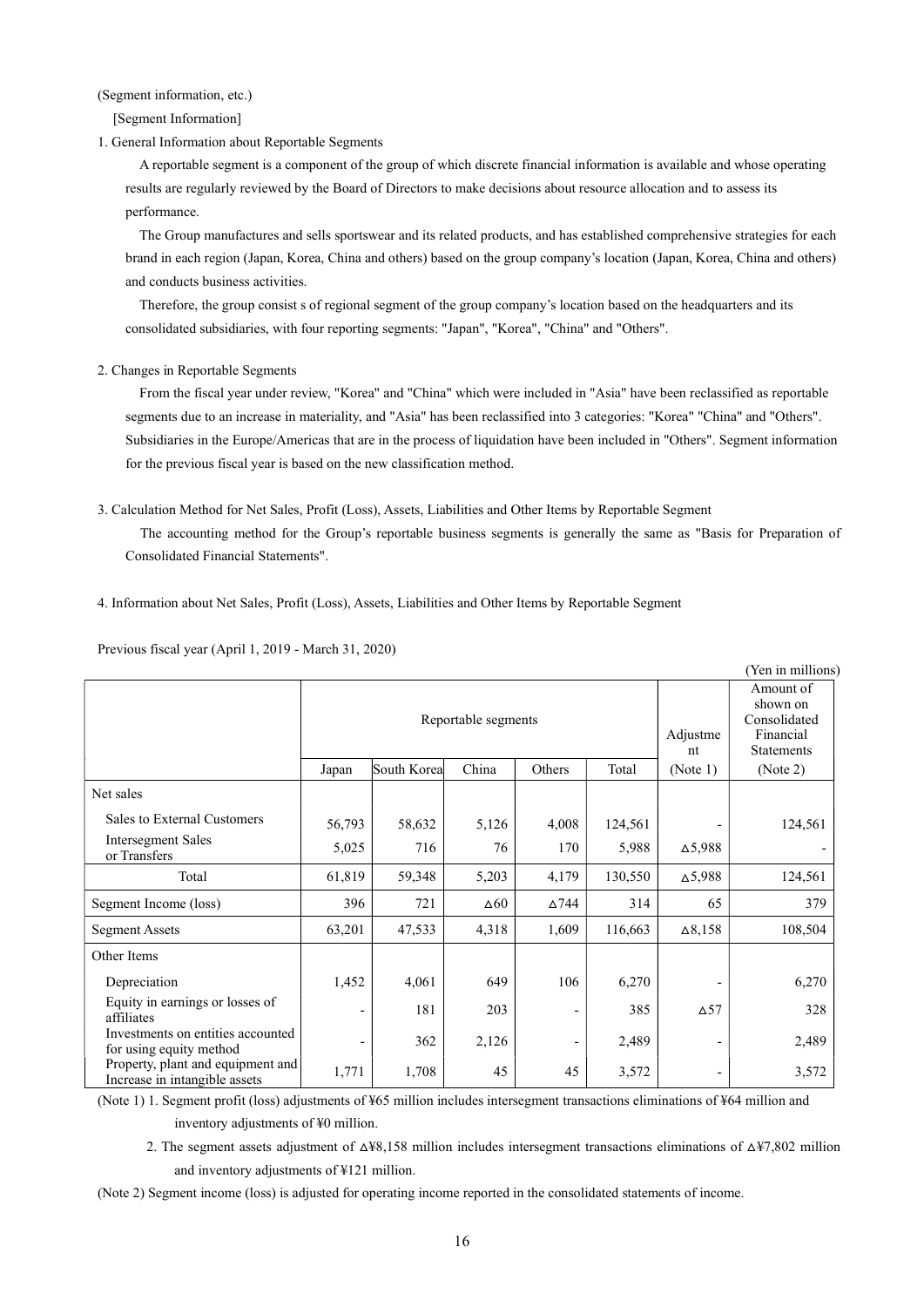(Segment information, etc.)

[Segment Information]

1. General Information about Reportable Segments

A reportable segment is a component of the group of which discrete financial information is available and whose operating results are regularly reviewed by the Board of Directors to make decisions about resource allocation and to assess its performance.

The Group manufactures and sells sportswear and its related products, and has established comprehensive strategies for each brand in each region (Japan, Korea, China and others) based on the group company's location (Japan, Korea, China and others) and conducts business activities.

Therefore, the group consist s of regional segment of the group company's location based on the headquarters and its consolidated subsidiaries, with four reporting segments: "Japan", "Korea", "China" and "Others".

2. Changes in Reportable Segments

From the fiscal year under review, "Korea" and "China" which were included in "Asia" have been reclassified as reportable segments due to an increase in materiality, and "Asia" has been reclassified into 3 categories: "Korea" "China" and "Others". Subsidiaries in the Europe/Americas that are in the process of liquidation have been included in "Others". Segment information for the previous fiscal year is based on the new classification method.

3. Calculation Method for Net Sales, Profit (Loss), Assets, Liabilities and Other Items by Reportable Segment

The accounting method for the Group's reportable business segments is generally the same as "Basis for Preparation of Consolidated Financial Statements".

4. Information about Net Sales, Profit (Loss), Assets, Liabilities and Other Items by Reportable Segment

Previous fiscal year (April 1, 2019 - March 31, 2020)

(Yen in millions)

| | Reportable segments | | | | | Adjustment | Amount of shown on Consolidated Financial Statements |
|---|---|---|---|---|---|---|---|
| | Japan | South Korea | China | Others | Total | (Note 1) | (Note 2) |
| Net sales | | | | | | | |
| Sales to External Customers | 56,793 | 58,632 | 5,126 | 4,008 | 124,561 | - | 124,561 |
| Intersegment Sales or Transfers | 5,025 | 716 | 76 | 170 | 5,988 | △5,988 | - |
| Total | 61,819 | 59,348 | 5,203 | 4,179 | 130,550 | △5,988 | 124,561 |
| Segment Income (loss) | 396 | 721 | △60 | △744 | 314 | 65 | 379 |
| Segment Assets | 63,201 | 47,533 | 4,318 | 1,609 | 116,663 | △8,158 | 108,504 |
| Other Items | | | | | | | |
| Depreciation | 1,452 | 4,061 | 649 | 106 | 6,270 | - | 6,270 |
| Equity in earnings or losses of affiliates | - | 181 | 203 | - | 385 | △57 | 328 |
| Investments on entities accounted for using equity method | - | 362 | 2,126 | - | 2,489 | - | 2,489 |
| Property, plant and equipment and Increase in intangible assets | 1,771 | 1,708 | 45 | 45 | 3,572 | - | 3,572 |

(Note 1) 1. Segment profit (loss) adjustments of ¥65 million includes intersegment transactions eliminations of ¥64 million and inventory adjustments of ¥0 million.

2. The segment assets adjustment of △¥8,158 million includes intersegment transactions eliminations of △¥7,802 million and inventory adjustments of ¥121 million.

(Note 2) Segment income (loss) is adjusted for operating income reported in the consolidated statements of income.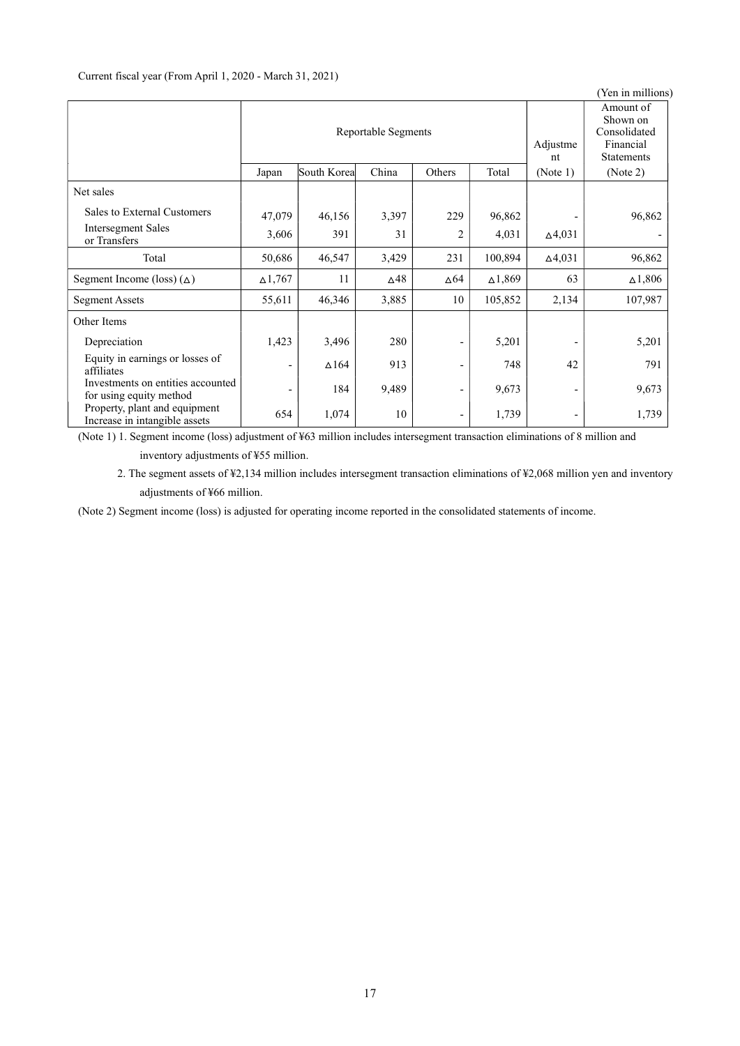Current fiscal year (From April 1, 2020 - March 31, 2021)

(Yen in millions)

| | Reportable Segments | | | | | Adjustment | Amount of Shown on Consolidated Financial Statements |
|---|---|---|---|---|---|---|---|
| | Japan | South Korea | China | Others | Total | (Note 1) | (Note 2) |
| Net sales | | | | | | | |
| Sales to External Customers | 47,079 | 46,156 | 3,397 | 229 | 96,862 | - | 96,862 |
| Intersegment Sales or Transfers | 3,606 | 391 | 31 | 2 | 4,031 | △4,031 | - |
| Total | 50,686 | 46,547 | 3,429 | 231 | 100,894 | △4,031 | 96,862 |
| Segment Income (loss) (△) | △1,767 | 11 | △48 | △64 | △1,869 | 63 | △1,806 |
| Segment Assets | 55,611 | 46,346 | 3,885 | 10 | 105,852 | 2,134 | 107,987 |
| Other Items | | | | | | | |
| Depreciation | 1,423 | 3,496 | 280 | - | 5,201 | - | 5,201 |
| Equity in earnings or losses of affiliates | - | △164 | 913 | - | 748 | 42 | 791 |
| Investments on entities accounted for using equity method | - | 184 | 9,489 | - | 9,673 | - | 9,673 |
| Property, plant and equipment Increase in intangible assets | 654 | 1,074 | 10 | - | 1,739 | - | 1,739 |

(Note 1) 1. Segment income (loss) adjustment of ¥63 million includes intersegment transaction eliminations of 8 million and inventory adjustments of ¥55 million.

2. The segment assets of ¥2,134 million includes intersegment transaction eliminations of ¥2,068 million yen and inventory adjustments of ¥66 million.

(Note 2) Segment income (loss) is adjusted for operating income reported in the consolidated statements of income.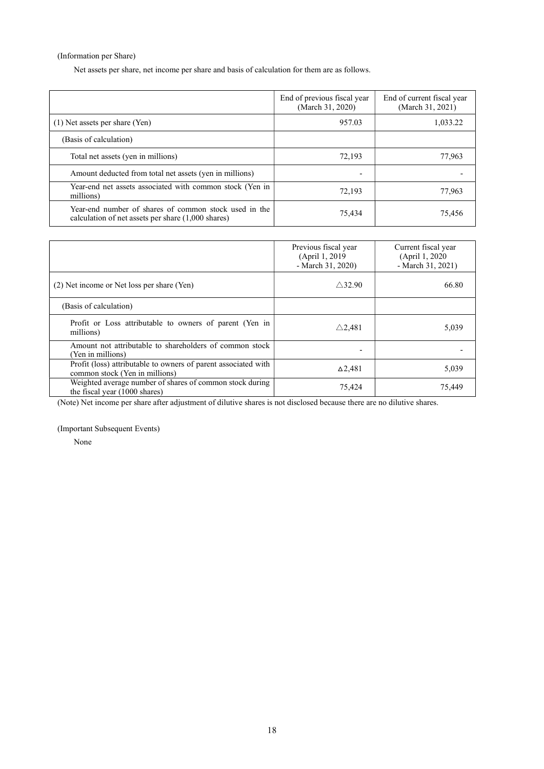(Information per Share)

Net assets per share, net income per share and basis of calculation for them are as follows.

| | End of previous fiscal year (March 31, 2020) | End of current fiscal year (March 31, 2021) |
|---|---|---|
| (1) Net assets per share (Yen) | 957.03 | 1,033.22 |
| (Basis of calculation) | | |
| Total net assets (yen in millions) | 72,193 | 77,963 |
| Amount deducted from total net assets (yen in millions) | - | - |
| Year-end net assets associated with common stock (Yen in millions) | 72,193 | 77,963 |
| Year-end number of shares of common stock used in the calculation of net assets per share (1,000 shares) | 75,434 | 75,456 |

| | Previous fiscal year (April 1, 2019 - March 31, 2020) | Current fiscal year (April 1, 2020 - March 31, 2021) |
|---|---|---|
| (2) Net income or Net loss per share (Yen) | △32.90 | 66.80 |
| (Basis of calculation) | | |
| Profit or Loss attributable to owners of parent (Yen in millions) | △2,481 | 5,039 |
| Amount not attributable to shareholders of common stock (Yen in millions) | - | - |
| Profit (loss) attributable to owners of parent associated with common stock (Yen in millions) | ∆2,481 | 5,039 |
| Weighted average number of shares of common stock during the fiscal year (1000 shares) | 75,424 | 75,449 |

(Note) Net income per share after adjustment of dilutive shares is not disclosed because there are no dilutive shares.

(Important Subsequent Events)

None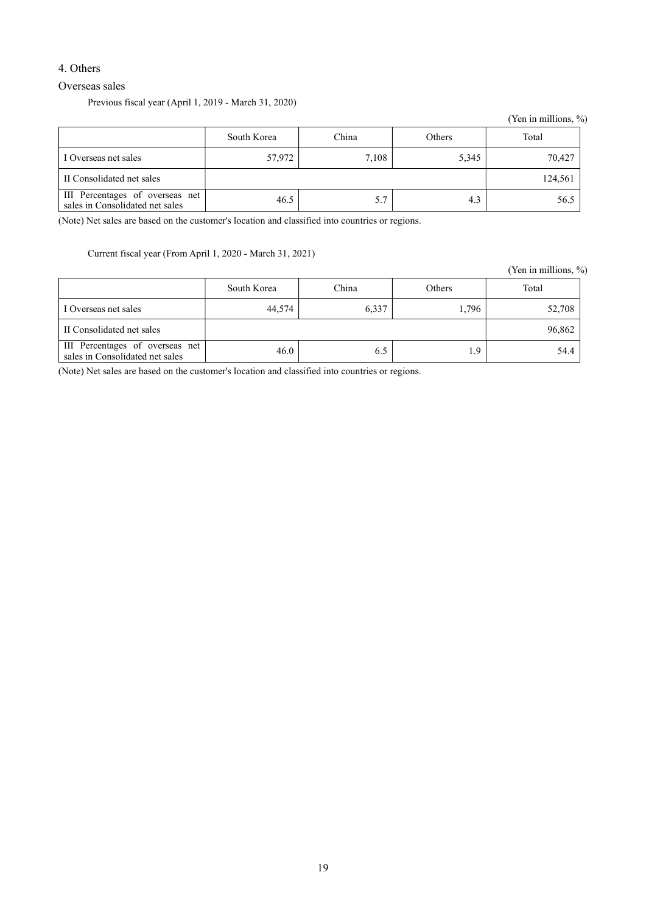## 4. Others

### Overseas sales

Previous fiscal year (April 1, 2019 - March 31, 2020)

(Yen in millions, %)

| | South Korea | China | Others | Total |
|---|---|---|---|---|
| I Overseas net sales | 57,972 | 7,108 | 5,345 | 70,427 |
| II Consolidated net sales | | | | 124,561 |
| III Percentages of overseas net sales in Consolidated net sales | 46.5 | 5.7 | 4.3 | 56.5 |

(Note) Net sales are based on the customer's location and classified into countries or regions.

Current fiscal year (From April 1, 2020 - March 31, 2021)

(Yen in millions, %)

| | South Korea | China | Others | Total |
|---|---|---|---|---|
| I Overseas net sales | 44,574 | 6,337 | 1,796 | 52,708 |
| II Consolidated net sales | | | | 96,862 |
| III Percentages of overseas net sales in Consolidated net sales | 46.0 | 6.5 | 1.9 | 54.4 |

(Note) Net sales are based on the customer's location and classified into countries or regions.